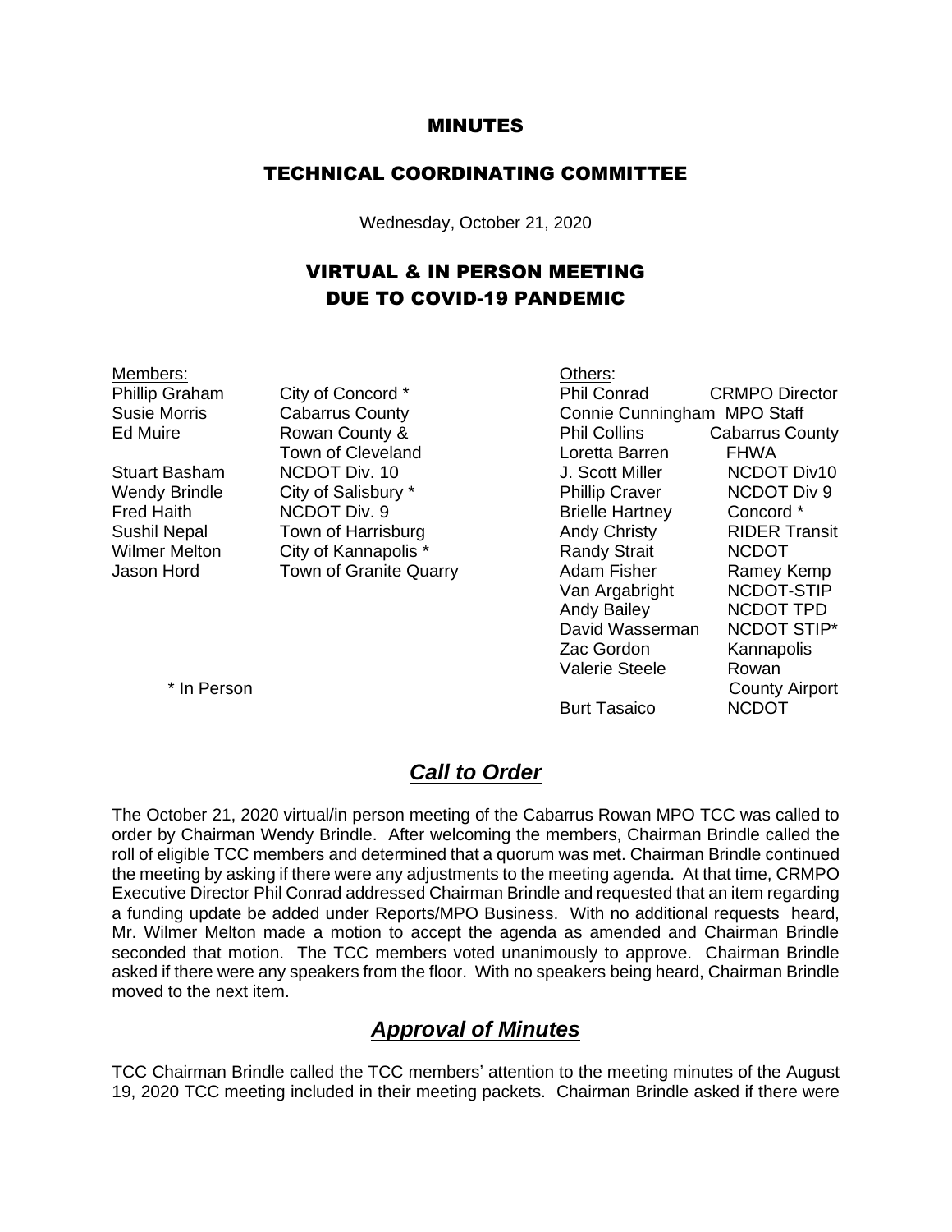# MINUTES

## TECHNICAL COORDINATING COMMITTEE

Wednesday, October 21, 2020

## VIRTUAL & IN PERSON MEETING DUE TO COVID-19 PANDEMIC

| Members: | | Others: | |
|---|---|---|---|
| Phillip Graham | City of Concord * | Phil Conrad | CRMPO Director |
| Susie Morris | Cabarrus County | Connie Cunningham | MPO Staff |
| Ed Muire | Rowan County & Town of Cleveland | Phil Collins | Cabarrus County |
| | | Loretta Barren | FHWA |
| Stuart Basham | NCDOT Div. 10 | J. Scott Miller | NCDOT Div10 |
| Wendy Brindle | City of Salisbury * | Phillip Craver | NCDOT Div 9 |
| Fred Haith | NCDOT Div. 9 | Brielle Hartney | Concord * |
| Sushil Nepal | Town of Harrisburg | Andy Christy | RIDER Transit |
| Wilmer Melton | City of Kannapolis * | Randy Strait | NCDOT |
| Jason Hord | Town of Granite Quarry | Adam Fisher | Ramey Kemp |
| | | Van Argabright | NCDOT-STIP |
| | | Andy Bailey | NCDOT TPD |
| | | David Wasserman | NCDOT STIP* |
| | | Zac Gordon | Kannapolis |
| | | Valerie Steele | Rowan County Airport |
| | | Burt Tasaico | NCDOT |

\* In Person

## *Call to Order*

The October 21, 2020 virtual/in person meeting of the Cabarrus Rowan MPO TCC was called to order by Chairman Wendy Brindle. After welcoming the members, Chairman Brindle called the roll of eligible TCC members and determined that a quorum was met. Chairman Brindle continued the meeting by asking if there were any adjustments to the meeting agenda. At that time, CRMPO Executive Director Phil Conrad addressed Chairman Brindle and requested that an item regarding a funding update be added under Reports/MPO Business. With no additional requests heard, Mr. Wilmer Melton made a motion to accept the agenda as amended and Chairman Brindle seconded that motion. The TCC members voted unanimously to approve. Chairman Brindle asked if there were any speakers from the floor. With no speakers being heard, Chairman Brindle moved to the next item.

## *Approval of Minutes*

TCC Chairman Brindle called the TCC members' attention to the meeting minutes of the August 19, 2020 TCC meeting included in their meeting packets. Chairman Brindle asked if there were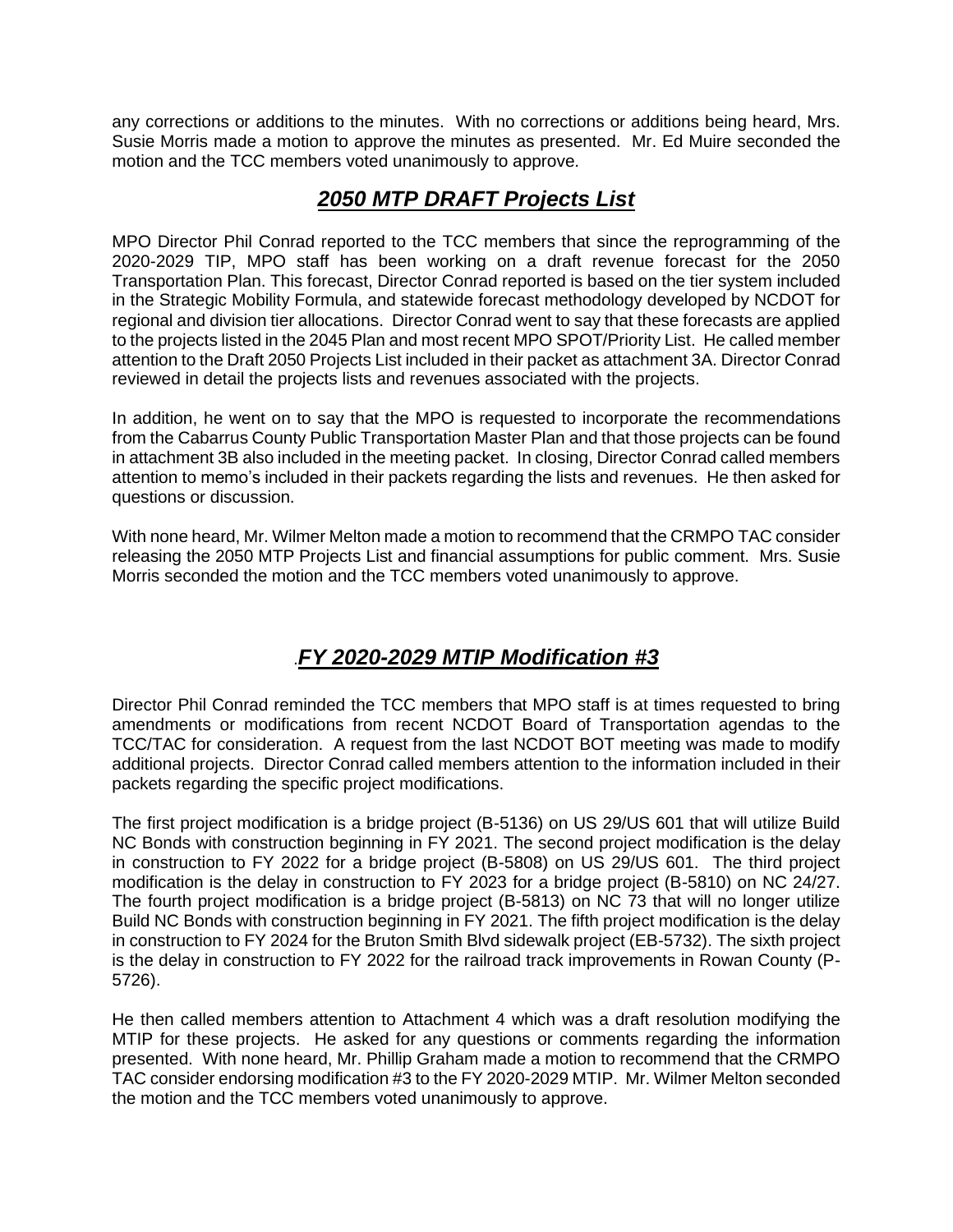any corrections or additions to the minutes. With no corrections or additions being heard, Mrs. Susie Morris made a motion to approve the minutes as presented. Mr. Ed Muire seconded the motion and the TCC members voted unanimously to approve.

## ***2050 MTP DRAFT Projects List***

MPO Director Phil Conrad reported to the TCC members that since the reprogramming of the 2020-2029 TIP, MPO staff has been working on a draft revenue forecast for the 2050 Transportation Plan. This forecast, Director Conrad reported is based on the tier system included in the Strategic Mobility Formula, and statewide forecast methodology developed by NCDOT for regional and division tier allocations. Director Conrad went to say that these forecasts are applied to the projects listed in the 2045 Plan and most recent MPO SPOT/Priority List. He called member attention to the Draft 2050 Projects List included in their packet as attachment 3A. Director Conrad reviewed in detail the projects lists and revenues associated with the projects.

In addition, he went on to say that the MPO is requested to incorporate the recommendations from the Cabarrus County Public Transportation Master Plan and that those projects can be found in attachment 3B also included in the meeting packet. In closing, Director Conrad called members attention to memo's included in their packets regarding the lists and revenues. He then asked for questions or discussion.

With none heard, Mr. Wilmer Melton made a motion to recommend that the CRMPO TAC consider releasing the 2050 MTP Projects List and financial assumptions for public comment. Mrs. Susie Morris seconded the motion and the TCC members voted unanimously to approve.

## .***FY 2020-2029 MTIP Modification #3***

Director Phil Conrad reminded the TCC members that MPO staff is at times requested to bring amendments or modifications from recent NCDOT Board of Transportation agendas to the TCC/TAC for consideration. A request from the last NCDOT BOT meeting was made to modify additional projects. Director Conrad called members attention to the information included in their packets regarding the specific project modifications.

The first project modification is a bridge project (B-5136) on US 29/US 601 that will utilize Build NC Bonds with construction beginning in FY 2021. The second project modification is the delay in construction to FY 2022 for a bridge project (B-5808) on US 29/US 601. The third project modification is the delay in construction to FY 2023 for a bridge project (B-5810) on NC 24/27. The fourth project modification is a bridge project (B-5813) on NC 73 that will no longer utilize Build NC Bonds with construction beginning in FY 2021. The fifth project modification is the delay in construction to FY 2024 for the Bruton Smith Blvd sidewalk project (EB-5732). The sixth project is the delay in construction to FY 2022 for the railroad track improvements in Rowan County (P-5726).

He then called members attention to Attachment 4 which was a draft resolution modifying the MTIP for these projects. He asked for any questions or comments regarding the information presented. With none heard, Mr. Phillip Graham made a motion to recommend that the CRMPO TAC consider endorsing modification #3 to the FY 2020-2029 MTIP. Mr. Wilmer Melton seconded the motion and the TCC members voted unanimously to approve.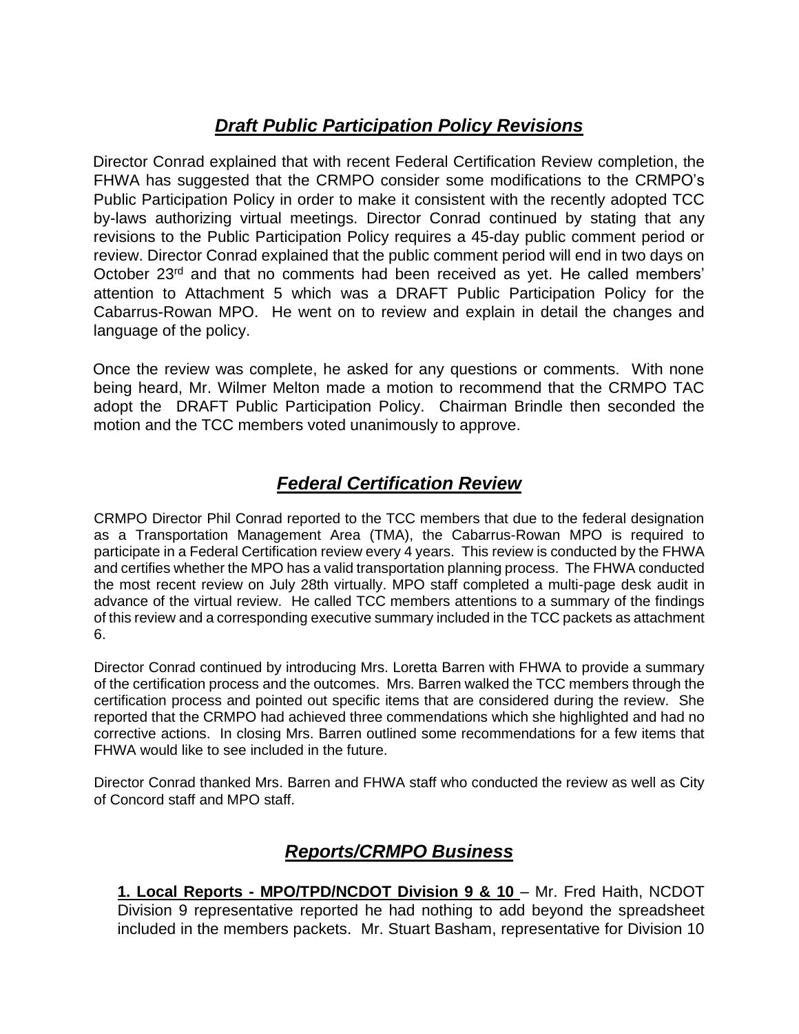## ***Draft Public Participation Policy Revisions***

Director Conrad explained that with recent Federal Certification Review completion, the FHWA has suggested that the CRMPO consider some modifications to the CRMPO's Public Participation Policy in order to make it consistent with the recently adopted TCC by-laws authorizing virtual meetings. Director Conrad continued by stating that any revisions to the Public Participation Policy requires a 45-day public comment period or review. Director Conrad explained that the public comment period will end in two days on October 23rd and that no comments had been received as yet. He called members' attention to Attachment 5 which was a DRAFT Public Participation Policy for the Cabarrus-Rowan MPO. He went on to review and explain in detail the changes and language of the policy.

Once the review was complete, he asked for any questions or comments. With none being heard, Mr. Wilmer Melton made a motion to recommend that the CRMPO TAC adopt the DRAFT Public Participation Policy. Chairman Brindle then seconded the motion and the TCC members voted unanimously to approve.

## ***Federal Certification Review***

CRMPO Director Phil Conrad reported to the TCC members that due to the federal designation as a Transportation Management Area (TMA), the Cabarrus-Rowan MPO is required to participate in a Federal Certification review every 4 years. This review is conducted by the FHWA and certifies whether the MPO has a valid transportation planning process. The FHWA conducted the most recent review on July 28th virtually. MPO staff completed a multi-page desk audit in advance of the virtual review. He called TCC members attentions to a summary of the findings of this review and a corresponding executive summary included in the TCC packets as attachment 6.

Director Conrad continued by introducing Mrs. Loretta Barren with FHWA to provide a summary of the certification process and the outcomes. Mrs. Barren walked the TCC members through the certification process and pointed out specific items that are considered during the review. She reported that the CRMPO had achieved three commendations which she highlighted and had no corrective actions. In closing Mrs. Barren outlined some recommendations for a few items that FHWA would like to see included in the future.

Director Conrad thanked Mrs. Barren and FHWA staff who conducted the review as well as City of Concord staff and MPO staff.

## ***Reports/CRMPO Business***

**1. Local Reports - MPO/TPD/NCDOT Division 9 & 10** – Mr. Fred Haith, NCDOT Division 9 representative reported he had nothing to add beyond the spreadsheet included in the members packets. Mr. Stuart Basham, representative for Division 10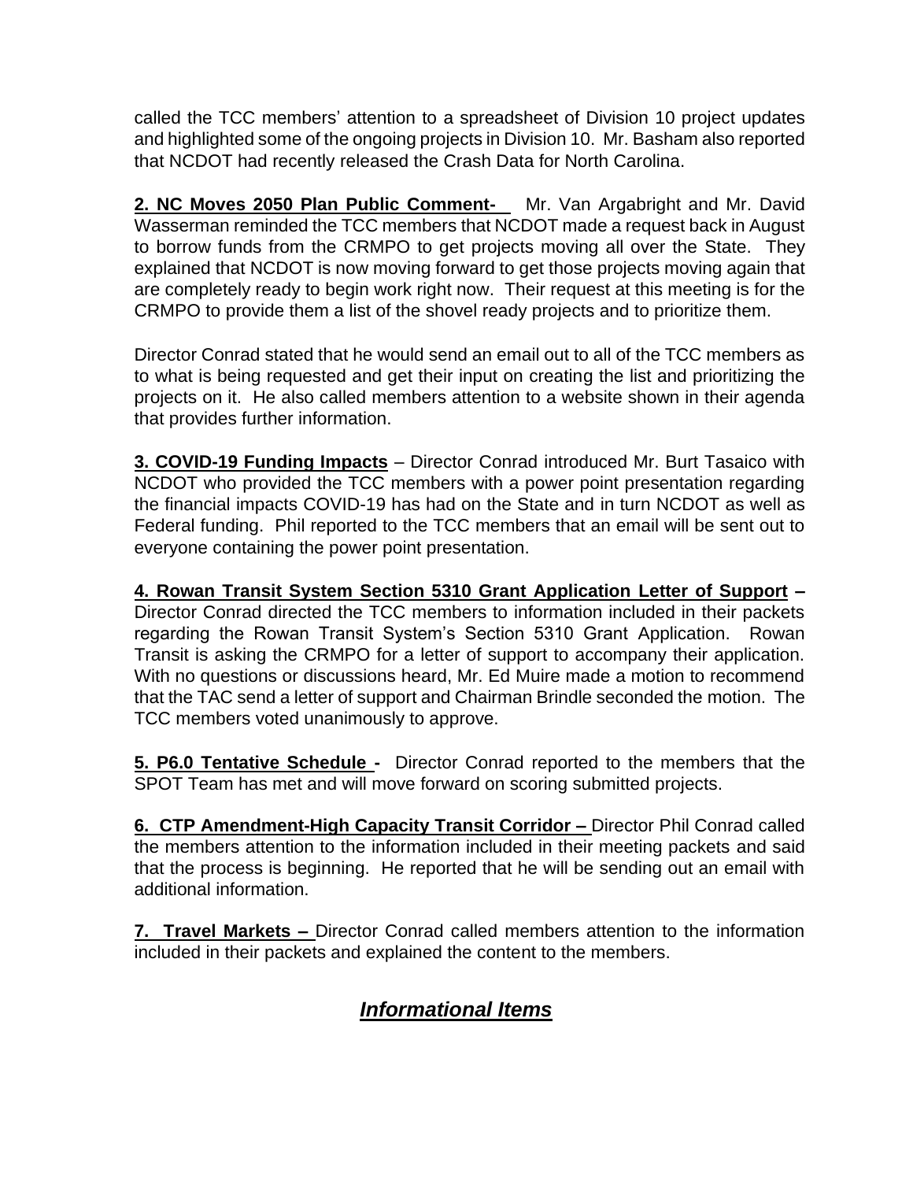called the TCC members' attention to a spreadsheet of Division 10 project updates and highlighted some of the ongoing projects in Division 10. Mr. Basham also reported that NCDOT had recently released the Crash Data for North Carolina.

**2. NC Moves 2050 Plan Public Comment-** Mr. Van Argabright and Mr. David Wasserman reminded the TCC members that NCDOT made a request back in August to borrow funds from the CRMPO to get projects moving all over the State. They explained that NCDOT is now moving forward to get those projects moving again that are completely ready to begin work right now. Their request at this meeting is for the CRMPO to provide them a list of the shovel ready projects and to prioritize them.

Director Conrad stated that he would send an email out to all of the TCC members as to what is being requested and get their input on creating the list and prioritizing the projects on it. He also called members attention to a website shown in their agenda that provides further information.

**3. COVID-19 Funding Impacts** – Director Conrad introduced Mr. Burt Tasaico with NCDOT who provided the TCC members with a power point presentation regarding the financial impacts COVID-19 has had on the State and in turn NCDOT as well as Federal funding. Phil reported to the TCC members that an email will be sent out to everyone containing the power point presentation.

**4. Rowan Transit System Section 5310 Grant Application Letter of Support –** Director Conrad directed the TCC members to information included in their packets regarding the Rowan Transit System's Section 5310 Grant Application. Rowan Transit is asking the CRMPO for a letter of support to accompany their application. With no questions or discussions heard, Mr. Ed Muire made a motion to recommend that the TAC send a letter of support and Chairman Brindle seconded the motion. The TCC members voted unanimously to approve.

**5. P6.0 Tentative Schedule -** Director Conrad reported to the members that the SPOT Team has met and will move forward on scoring submitted projects.

**6. CTP Amendment-High Capacity Transit Corridor –** Director Phil Conrad called the members attention to the information included in their meeting packets and said that the process is beginning. He reported that he will be sending out an email with additional information.

**7. Travel Markets –** Director Conrad called members attention to the information included in their packets and explained the content to the members.

## *Informational Items*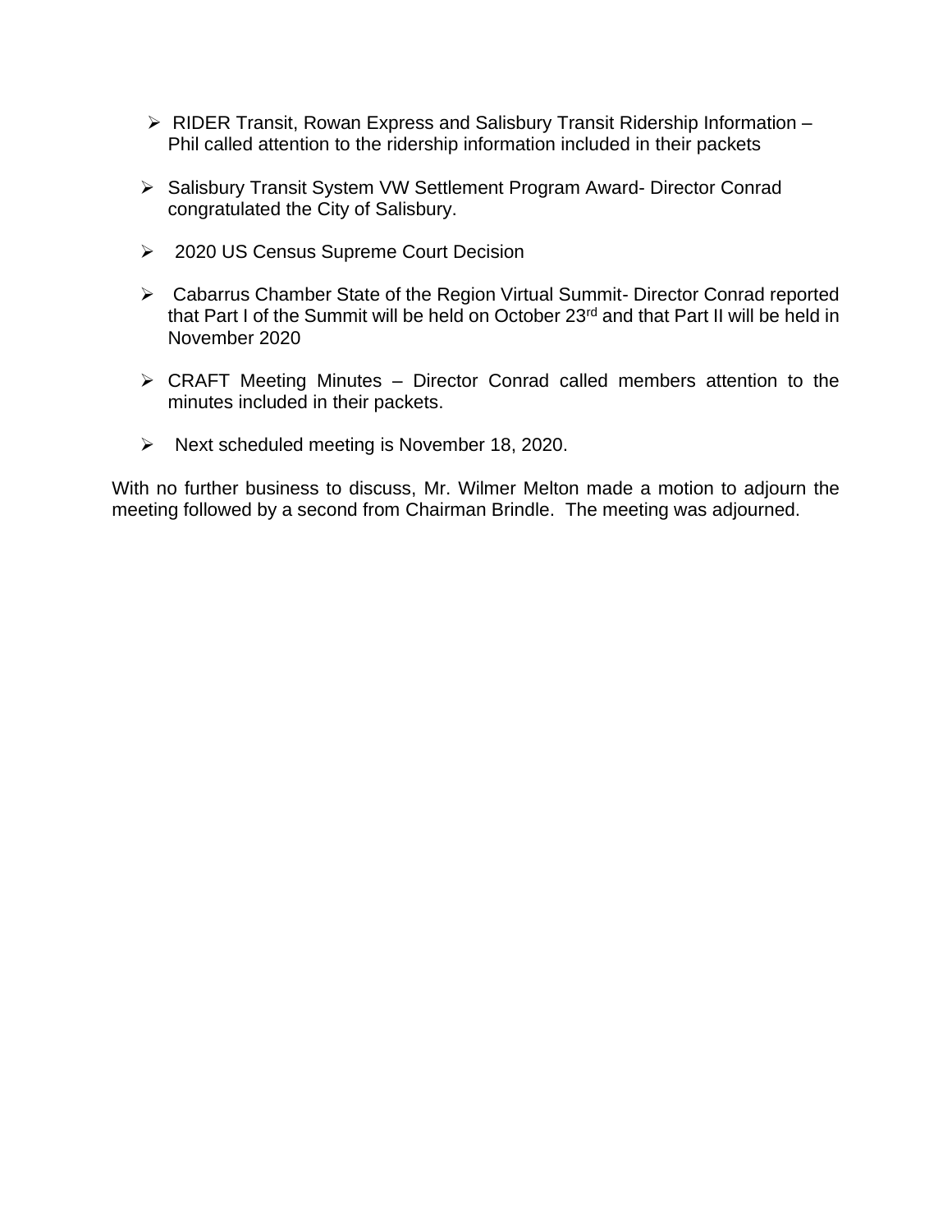- RIDER Transit, Rowan Express and Salisbury Transit Ridership Information – Phil called attention to the ridership information included in their packets

- Salisbury Transit System VW Settlement Program Award- Director Conrad congratulated the City of Salisbury.

- 2020 US Census Supreme Court Decision

- Cabarrus Chamber State of the Region Virtual Summit- Director Conrad reported that Part I of the Summit will be held on October 23rd and that Part II will be held in November 2020

- CRAFT Meeting Minutes – Director Conrad called members attention to the minutes included in their packets.

- Next scheduled meeting is November 18, 2020.

With no further business to discuss, Mr. Wilmer Melton made a motion to adjourn the meeting followed by a second from Chairman Brindle. The meeting was adjourned.